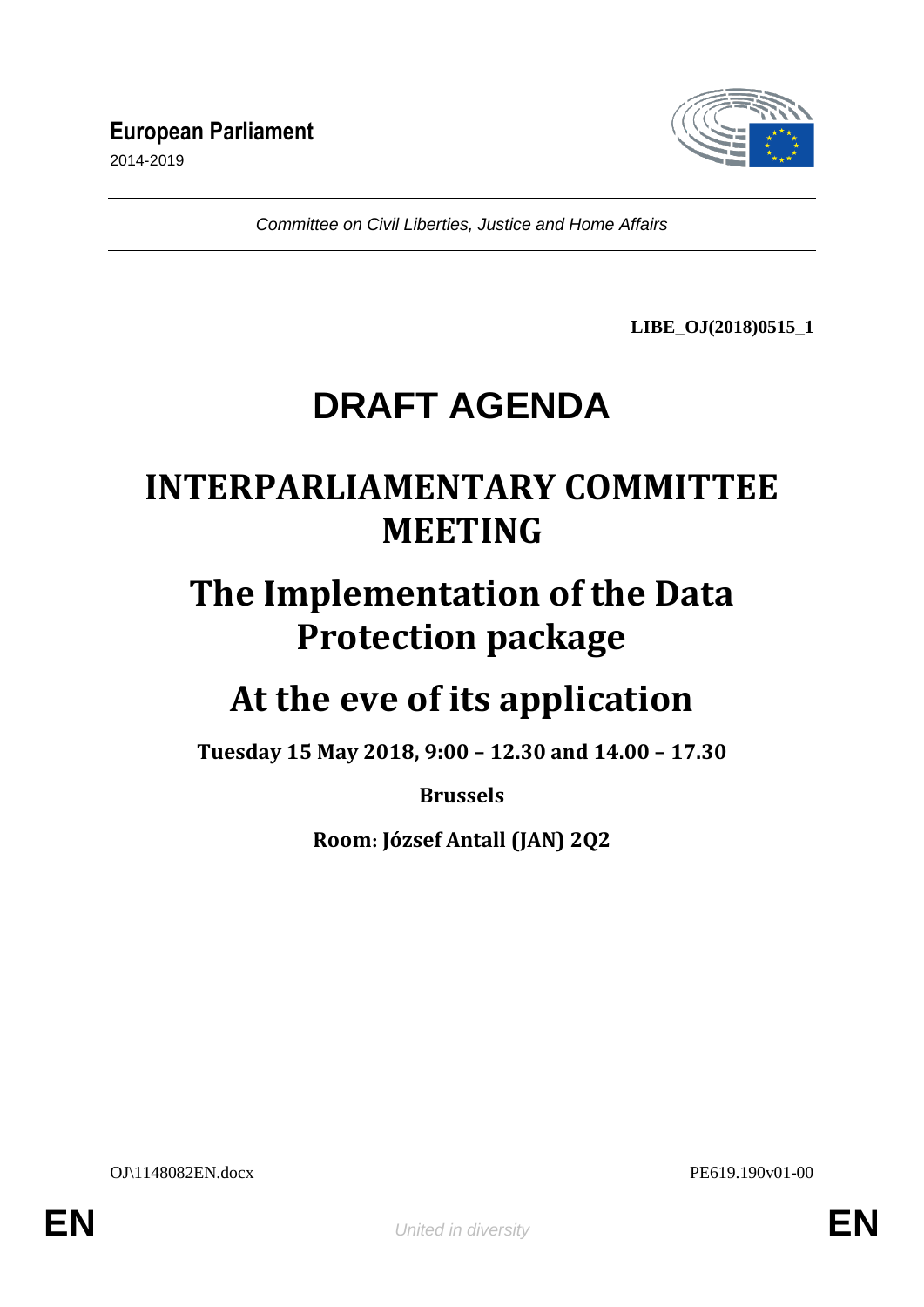**European Parliament**
2014-2019

*Committee on Civil Liberties, Justice and Home Affairs*

**LIBE_OJ(2018)0515_1**

# DRAFT AGENDA

# INTERPARLIAMENTARY COMMITTEE MEETING

# The Implementation of the Data Protection package

# At the eve of its application

**Tuesday 15 May 2018, 9:00 – 12.30 and 14.00 – 17.30**

**Brussels**

**Room: József Antall (JAN) 2Q2**

OJ\1148082EN.docx PE619.190v01-00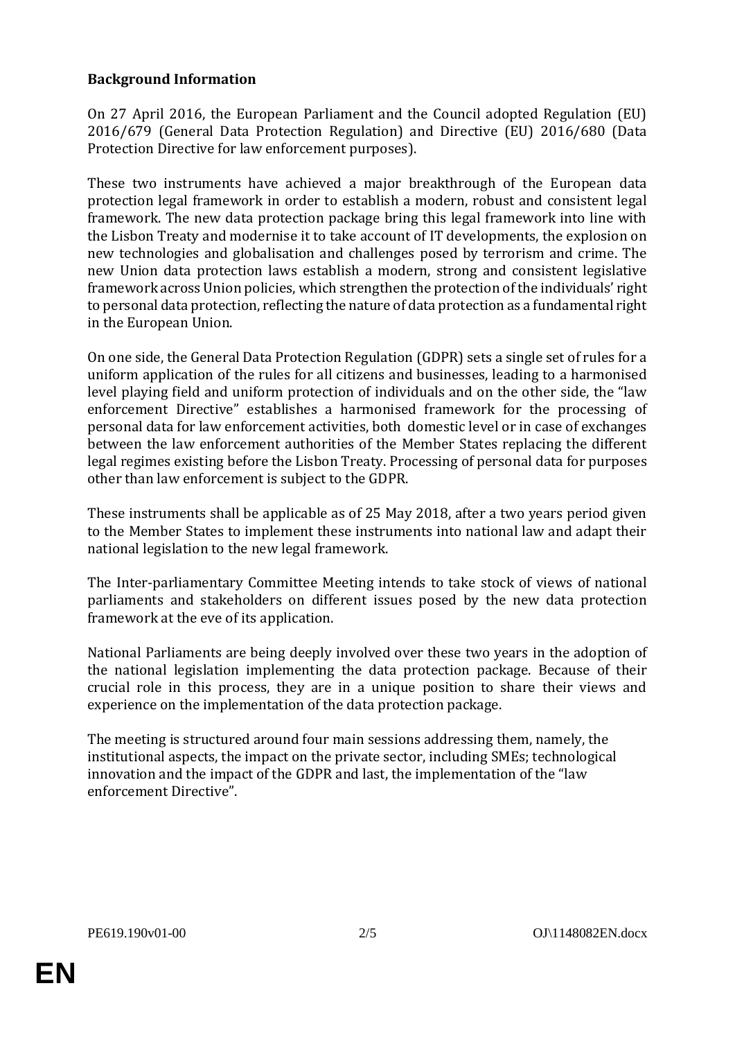**Background Information**

On 27 April 2016, the European Parliament and the Council adopted Regulation (EU) 2016/679 (General Data Protection Regulation) and Directive (EU) 2016/680 (Data Protection Directive for law enforcement purposes).

These two instruments have achieved a major breakthrough of the European data protection legal framework in order to establish a modern, robust and consistent legal framework. The new data protection package bring this legal framework into line with the Lisbon Treaty and modernise it to take account of IT developments, the explosion on new technologies and globalisation and challenges posed by terrorism and crime. The new Union data protection laws establish a modern, strong and consistent legislative framework across Union policies, which strengthen the protection of the individuals' right to personal data protection, reflecting the nature of data protection as a fundamental right in the European Union.

On one side, the General Data Protection Regulation (GDPR) sets a single set of rules for a uniform application of the rules for all citizens and businesses, leading to a harmonised level playing field and uniform protection of individuals and on the other side, the "law enforcement Directive" establishes a harmonised framework for the processing of personal data for law enforcement activities, both domestic level or in case of exchanges between the law enforcement authorities of the Member States replacing the different legal regimes existing before the Lisbon Treaty. Processing of personal data for purposes other than law enforcement is subject to the GDPR.

These instruments shall be applicable as of 25 May 2018, after a two years period given to the Member States to implement these instruments into national law and adapt their national legislation to the new legal framework.

The Inter-parliamentary Committee Meeting intends to take stock of views of national parliaments and stakeholders on different issues posed by the new data protection framework at the eve of its application.

National Parliaments are being deeply involved over these two years in the adoption of the national legislation implementing the data protection package. Because of their crucial role in this process, they are in a unique position to share their views and experience on the implementation of the data protection package.

The meeting is structured around four main sessions addressing them, namely, the institutional aspects, the impact on the private sector, including SMEs; technological innovation and the impact of the GDPR and last, the implementation of the "law enforcement Directive".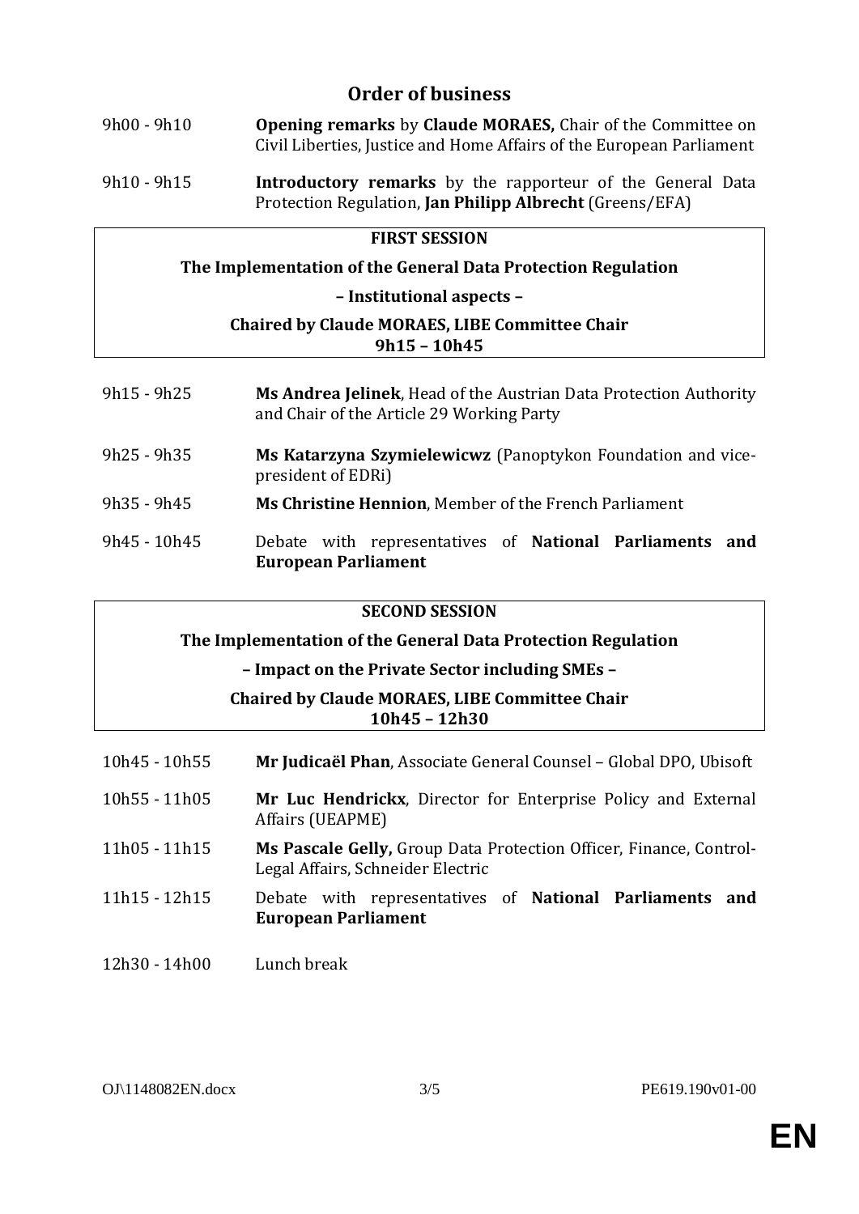## Order of business

9h00 - 9h10 **Opening remarks** by **Claude MORAES,** Chair of the Committee on Civil Liberties, Justice and Home Affairs of the European Parliament

9h10 - 9h15 **Introductory remarks** by the rapporteur of the General Data Protection Regulation, **Jan Philipp Albrecht** (Greens/EFA)

**FIRST SESSION**

**The Implementation of the General Data Protection Regulation**

**– Institutional aspects –**

**Chaired by Claude MORAES, LIBE Committee Chair**
**9h15 – 10h45**

9h15 - 9h25 **Ms Andrea Jelinek**, Head of the Austrian Data Protection Authority and Chair of the Article 29 Working Party

9h25 - 9h35 **Ms Katarzyna Szymielewicwz** (Panoptykon Foundation and vice-president of EDRi)

9h35 - 9h45 **Ms Christine Hennion**, Member of the French Parliament

9h45 - 10h45 Debate with representatives of **National Parliaments and European Parliament**

**SECOND SESSION**

**The Implementation of the General Data Protection Regulation**

**– Impact on the Private Sector including SMEs –**

**Chaired by Claude MORAES, LIBE Committee Chair**
**10h45 – 12h30**

10h45 - 10h55 **Mr Judicaël Phan**, Associate General Counsel – Global DPO, Ubisoft

10h55 - 11h05 **Mr Luc Hendrickx**, Director for Enterprise Policy and External Affairs (UEAPME)

11h05 - 11h15 **Ms Pascale Gelly,** Group Data Protection Officer, Finance, Control-Legal Affairs, Schneider Electric

11h15 - 12h15 Debate with representatives of **National Parliaments and European Parliament**

12h30 - 14h00 Lunch break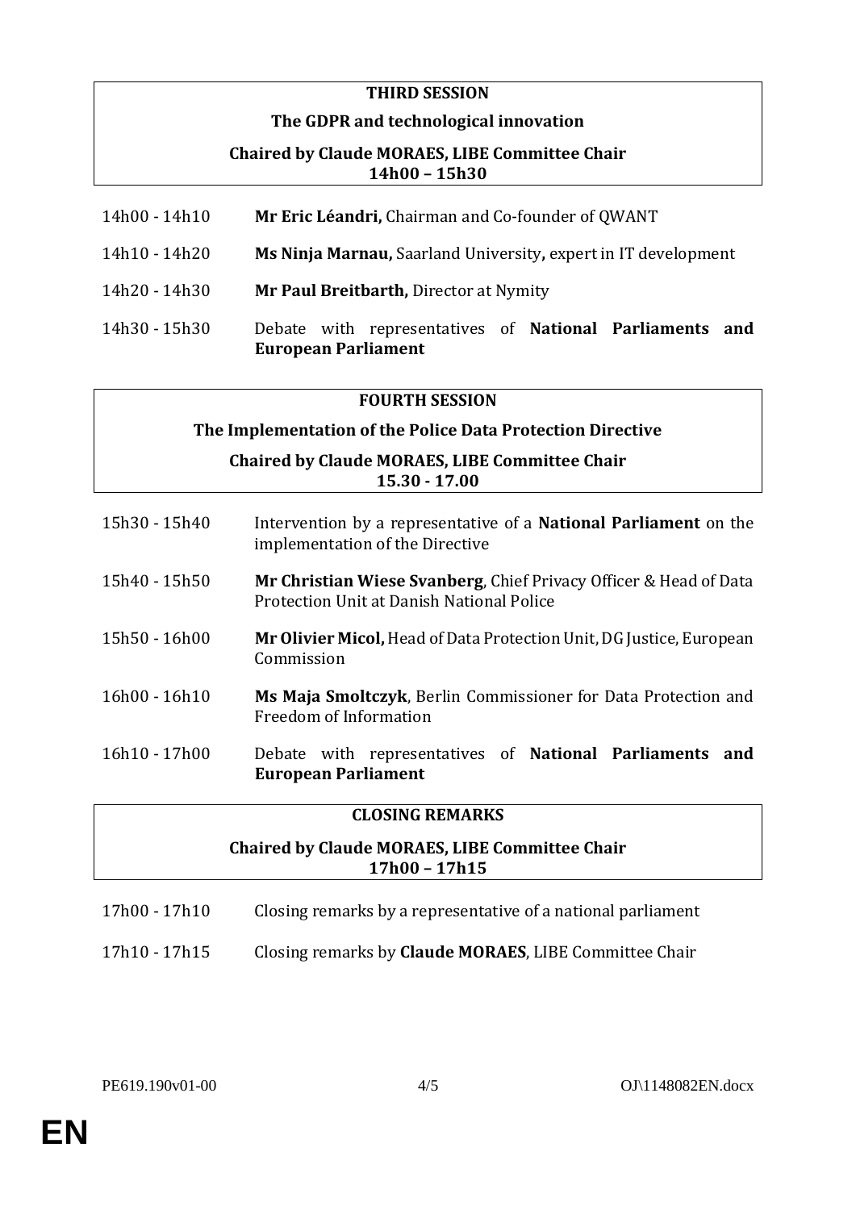## THIRD SESSION

**The GDPR and technological innovation**

**Chaired by Claude MORAES, LIBE Committee Chair**
**14h00 – 15h30**

| | |
|---|---|
| 14h00 - 14h10 | **Mr Eric Léandri,** Chairman and Co-founder of QWANT |
| 14h10 - 14h20 | **Ms Ninja Marnau,** Saarland University**,** expert in IT development |
| 14h20 - 14h30 | **Mr Paul Breitbarth,** Director at Nymity |
| 14h30 - 15h30 | Debate with representatives of **National Parliaments and European Parliament** |

## FOURTH SESSION

**The Implementation of the Police Data Protection Directive**

**Chaired by Claude MORAES, LIBE Committee Chair**
**15.30 - 17.00**

| | |
|---|---|
| 15h30 - 15h40 | Intervention by a representative of a **National Parliament** on the implementation of the Directive |
| 15h40 - 15h50 | **Mr Christian Wiese Svanberg**, Chief Privacy Officer & Head of Data Protection Unit at Danish National Police |
| 15h50 - 16h00 | **Mr Olivier Micol,** Head of Data Protection Unit, DG Justice, European Commission |
| 16h00 - 16h10 | **Ms Maja Smoltczyk**, Berlin Commissioner for Data Protection and Freedom of Information |
| 16h10 - 17h00 | Debate with representatives of **National Parliaments and European Parliament** |

## CLOSING REMARKS

**Chaired by Claude MORAES, LIBE Committee Chair**
**17h00 – 17h15**

| | |
|---|---|
| 17h00 - 17h10 | Closing remarks by a representative of a national parliament |
| 17h10 - 17h15 | Closing remarks by **Claude MORAES**, LIBE Committee Chair |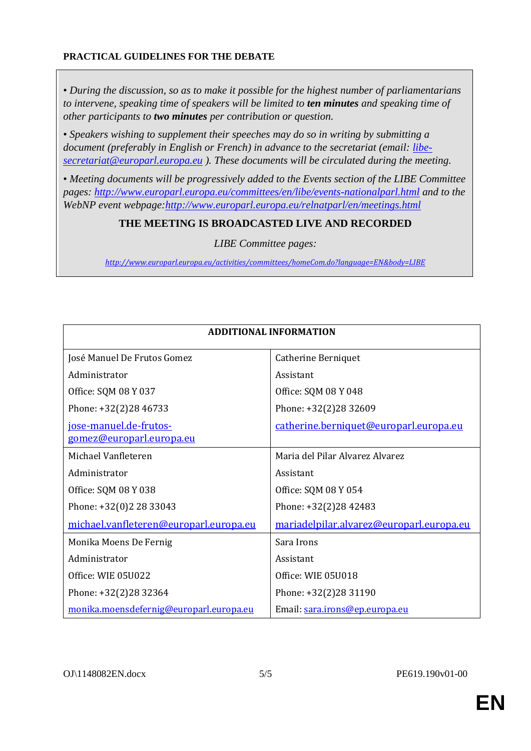**PRACTICAL GUIDELINES FOR THE DEBATE**

*• During the discussion, so as to make it possible for the highest number of parliamentarians to intervene, speaking time of speakers will be limited to* ***ten minutes*** *and speaking time of other participants to* ***two minutes*** *per contribution or question.*

*• Speakers wishing to supplement their speeches may do so in writing by submitting a document (preferably in English or French) in advance to the secretariat (email: libe-secretariat@europarl.europa.eu ). These documents will be circulated during the meeting.*

*• Meeting documents will be progressively added to the Events section of the LIBE Committee pages: http://www.europarl.europa.eu/committees/en/libe/events-nationalparl.html and to the WebNP event webpage:http://www.europarl.europa.eu/relnatparl/en/meetings.html*

**THE MEETING IS BROADCASTED LIVE AND RECORDED**

*LIBE Committee pages:*

*http://www.europarl.europa.eu/activities/committees/homeCom.do?language=EN&body=LIBE*

| ADDITIONAL INFORMATION | |
|---|---|
| José Manuel De Frutos Gomez<br>Administrator<br>Office: SQM 08 Y 037<br>Phone: +32(2)28 46733<br>jose-manuel.de-frutos-gomez@europarl.europa.eu | Catherine Berniquet<br>Assistant<br>Office: SQM 08 Y 048<br>Phone: +32(2)28 32609<br>catherine.berniquet@europarl.europa.eu |
| Michael Vanfleteren<br>Administrator<br>Office: SQM 08 Y 038<br>Phone: +32(0)2 28 33043<br>michael.vanfleteren@europarl.europa.eu | Maria del Pilar Alvarez Alvarez<br>Assistant<br>Office: SQM 08 Y 054<br>Phone: +32(2)28 42483<br>mariadelpilar.alvarez@europarl.europa.eu |
| Monika Moens De Fernig<br>Administrator<br>Office: WIE 05U022<br>Phone: +32(2)28 32364<br>monika.moensdefernig@europarl.europa.eu | Sara Irons<br>Assistant<br>Office: WIE 05U018<br>Phone: +32(2)28 31190<br>Email: sara.irons@ep.europa.eu |